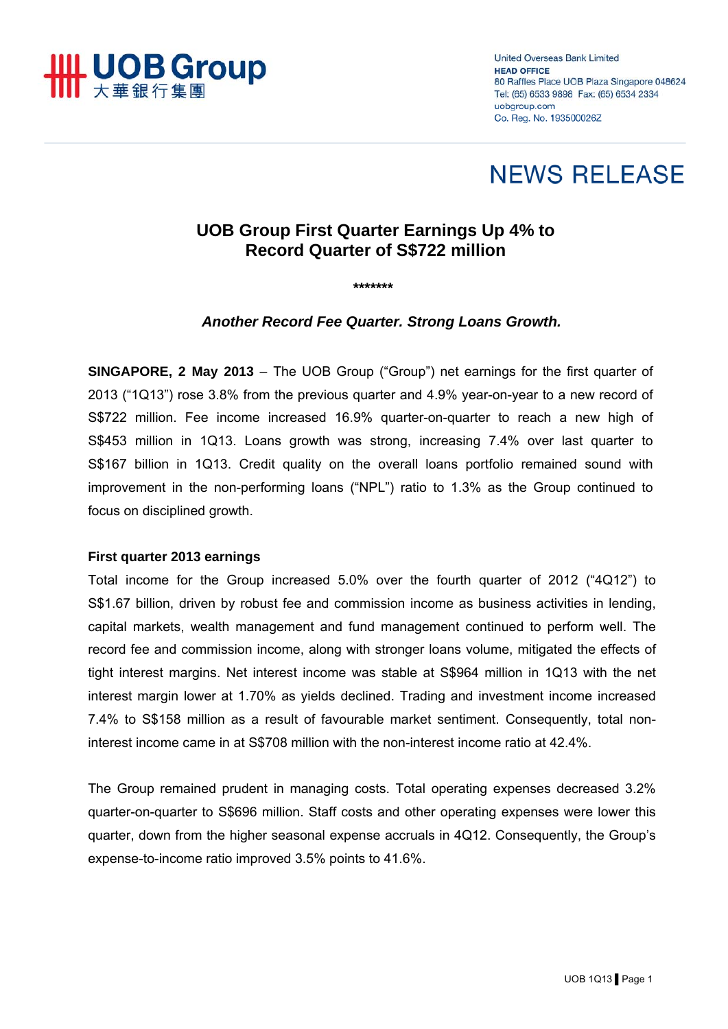UOB Group
大華銀行集團

United Overseas Bank Limited
HEAD OFFICE
80 Raffles Place UOB Plaza Singapore 048624
Tel: (65) 6533 9898 Fax: (65) 6534 2334
uobgroup.com
Co. Reg. No. 193500026Z

# NEWS RELEASE

## UOB Group First Quarter Earnings Up 4% to Record Quarter of S$722 million

*******

***Another Record Fee Quarter. Strong Loans Growth.***

**SINGAPORE, 2 May 2013** – The UOB Group ("Group") net earnings for the first quarter of 2013 ("1Q13") rose 3.8% from the previous quarter and 4.9% year-on-year to a new record of S$722 million. Fee income increased 16.9% quarter-on-quarter to reach a new high of S$453 million in 1Q13. Loans growth was strong, increasing 7.4% over last quarter to S$167 billion in 1Q13. Credit quality on the overall loans portfolio remained sound with improvement in the non-performing loans ("NPL") ratio to 1.3% as the Group continued to focus on disciplined growth.

### First quarter 2013 earnings

Total income for the Group increased 5.0% over the fourth quarter of 2012 ("4Q12") to S$1.67 billion, driven by robust fee and commission income as business activities in lending, capital markets, wealth management and fund management continued to perform well. The record fee and commission income, along with stronger loans volume, mitigated the effects of tight interest margins. Net interest income was stable at S$964 million in 1Q13 with the net interest margin lower at 1.70% as yields declined. Trading and investment income increased 7.4% to S$158 million as a result of favourable market sentiment. Consequently, total non-interest income came in at S$708 million with the non-interest income ratio at 42.4%.

The Group remained prudent in managing costs. Total operating expenses decreased 3.2% quarter-on-quarter to S$696 million. Staff costs and other operating expenses were lower this quarter, down from the higher seasonal expense accruals in 4Q12. Consequently, the Group's expense-to-income ratio improved 3.5% points to 41.6%.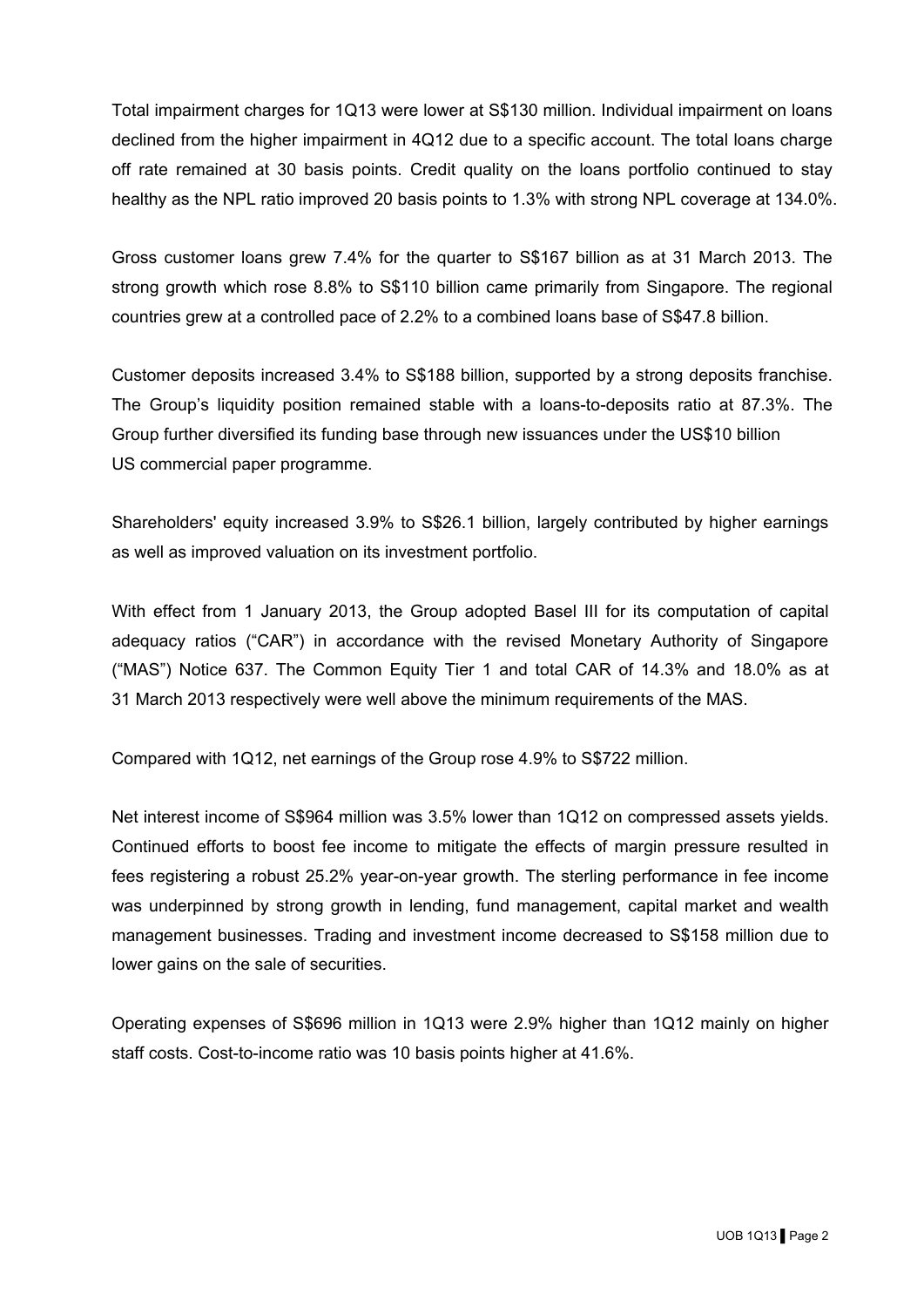Total impairment charges for 1Q13 were lower at S$130 million. Individual impairment on loans declined from the higher impairment in 4Q12 due to a specific account. The total loans charge off rate remained at 30 basis points. Credit quality on the loans portfolio continued to stay healthy as the NPL ratio improved 20 basis points to 1.3% with strong NPL coverage at 134.0%.

Gross customer loans grew 7.4% for the quarter to S$167 billion as at 31 March 2013. The strong growth which rose 8.8% to S$110 billion came primarily from Singapore. The regional countries grew at a controlled pace of 2.2% to a combined loans base of S$47.8 billion.

Customer deposits increased 3.4% to S$188 billion, supported by a strong deposits franchise. The Group's liquidity position remained stable with a loans-to-deposits ratio at 87.3%. The Group further diversified its funding base through new issuances under the US$10 billion US commercial paper programme.

Shareholders' equity increased 3.9% to S$26.1 billion, largely contributed by higher earnings as well as improved valuation on its investment portfolio.

With effect from 1 January 2013, the Group adopted Basel III for its computation of capital adequacy ratios ("CAR") in accordance with the revised Monetary Authority of Singapore ("MAS") Notice 637. The Common Equity Tier 1 and total CAR of 14.3% and 18.0% as at 31 March 2013 respectively were well above the minimum requirements of the MAS.

Compared with 1Q12, net earnings of the Group rose 4.9% to S$722 million.

Net interest income of S$964 million was 3.5% lower than 1Q12 on compressed assets yields. Continued efforts to boost fee income to mitigate the effects of margin pressure resulted in fees registering a robust 25.2% year-on-year growth. The sterling performance in fee income was underpinned by strong growth in lending, fund management, capital market and wealth management businesses. Trading and investment income decreased to S$158 million due to lower gains on the sale of securities.

Operating expenses of S$696 million in 1Q13 were 2.9% higher than 1Q12 mainly on higher staff costs. Cost-to-income ratio was 10 basis points higher at 41.6%.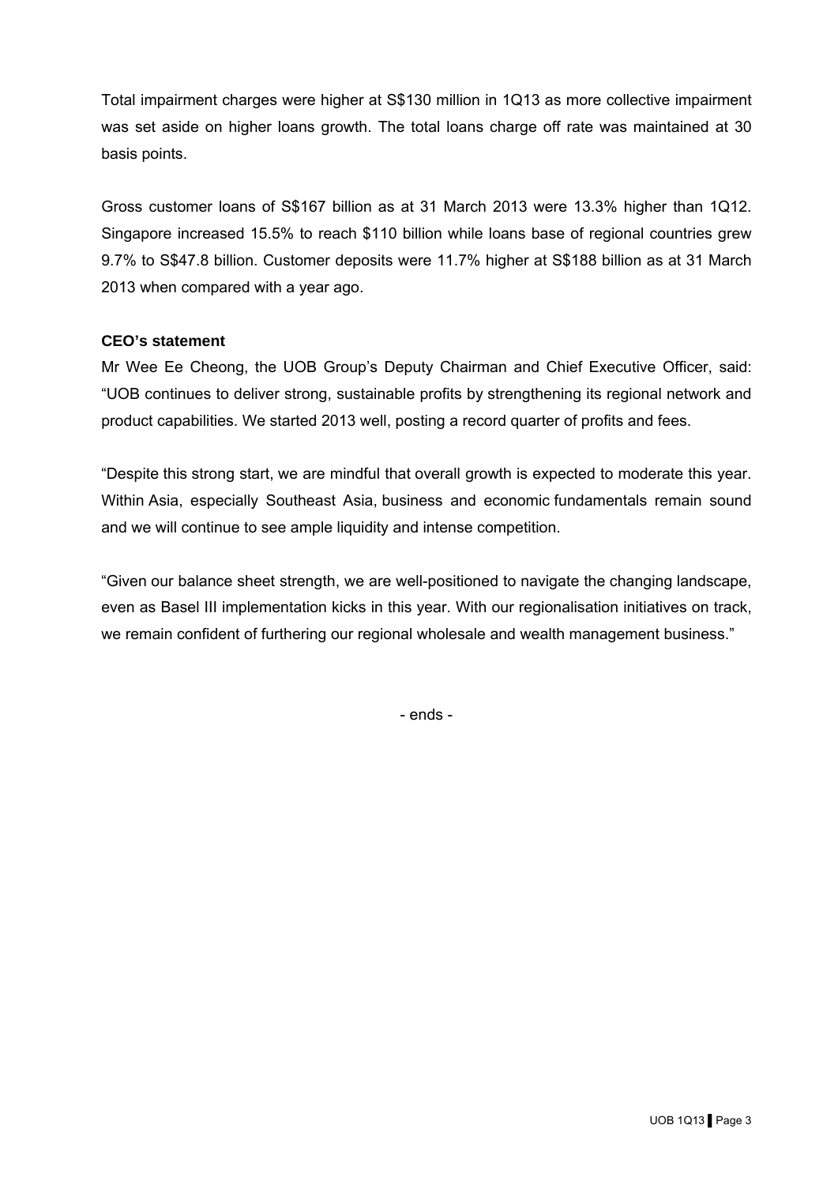Total impairment charges were higher at S$130 million in 1Q13 as more collective impairment was set aside on higher loans growth. The total loans charge off rate was maintained at 30 basis points.

Gross customer loans of S$167 billion as at 31 March 2013 were 13.3% higher than 1Q12. Singapore increased 15.5% to reach $110 billion while loans base of regional countries grew 9.7% to S$47.8 billion. Customer deposits were 11.7% higher at S$188 billion as at 31 March 2013 when compared with a year ago.

**CEO's statement**

Mr Wee Ee Cheong, the UOB Group's Deputy Chairman and Chief Executive Officer, said: "UOB continues to deliver strong, sustainable profits by strengthening its regional network and product capabilities. We started 2013 well, posting a record quarter of profits and fees.

"Despite this strong start, we are mindful that overall growth is expected to moderate this year. Within Asia, especially Southeast Asia, business and economic fundamentals remain sound and we will continue to see ample liquidity and intense competition.

"Given our balance sheet strength, we are well-positioned to navigate the changing landscape, even as Basel III implementation kicks in this year. With our regionalisation initiatives on track, we remain confident of furthering our regional wholesale and wealth management business."

- ends -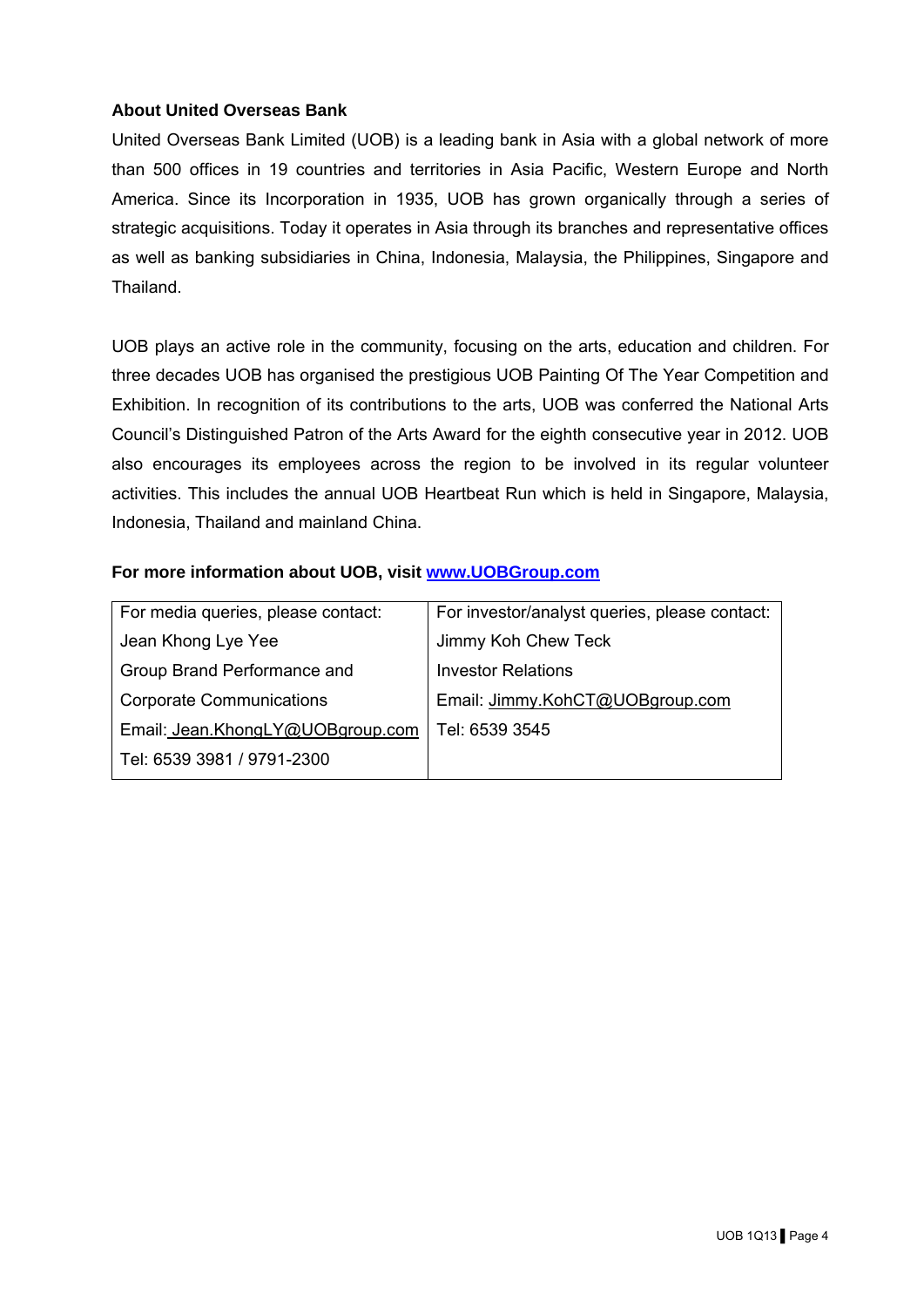**About United Overseas Bank**

United Overseas Bank Limited (UOB) is a leading bank in Asia with a global network of more than 500 offices in 19 countries and territories in Asia Pacific, Western Europe and North America. Since its Incorporation in 1935, UOB has grown organically through a series of strategic acquisitions. Today it operates in Asia through its branches and representative offices as well as banking subsidiaries in China, Indonesia, Malaysia, the Philippines, Singapore and Thailand.

UOB plays an active role in the community, focusing on the arts, education and children. For three decades UOB has organised the prestigious UOB Painting Of The Year Competition and Exhibition. In recognition of its contributions to the arts, UOB was conferred the National Arts Council's Distinguished Patron of the Arts Award for the eighth consecutive year in 2012. UOB also encourages its employees across the region to be involved in its regular volunteer activities. This includes the annual UOB Heartbeat Run which is held in Singapore, Malaysia, Indonesia, Thailand and mainland China.

**For more information about UOB, visit www.UOBGroup.com**

| | |
|---|---|
| For media queries, please contact:<br>Jean Khong Lye Yee<br>Group Brand Performance and Corporate Communications<br>Email: Jean.KhongLY@UOBgroup.com<br>Tel: 6539 3981 / 9791-2300 | For investor/analyst queries, please contact:<br>Jimmy Koh Chew Teck<br>Investor Relations<br>Email: Jimmy.KohCT@UOBgroup.com<br>Tel: 6539 3545 |